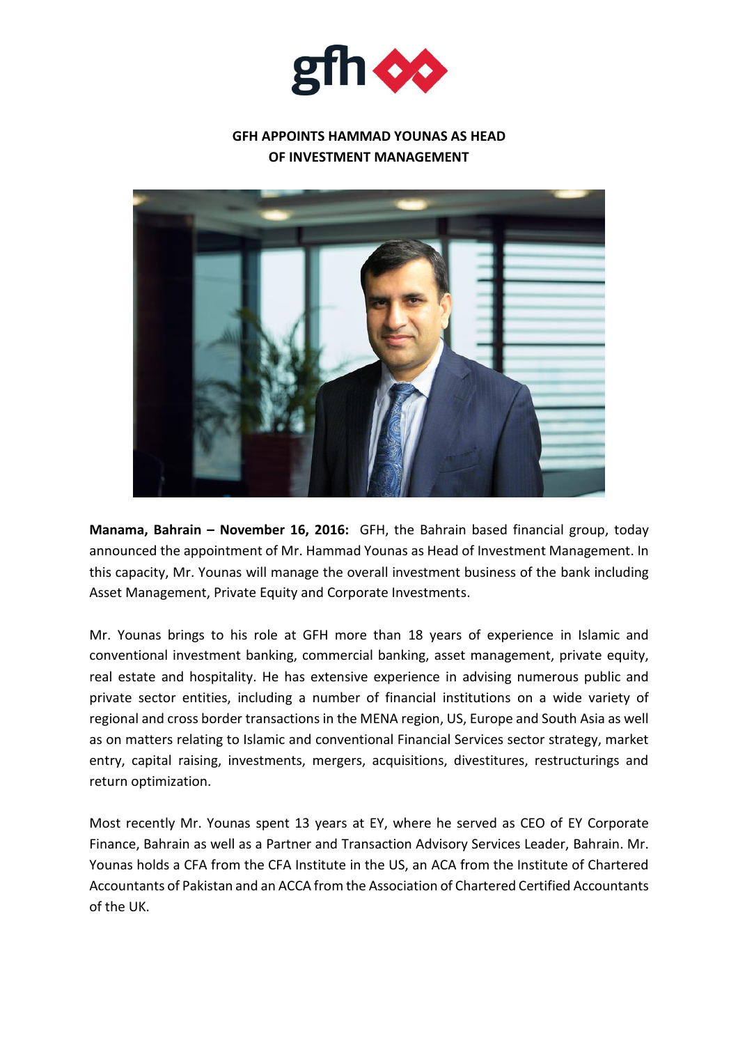# GFH APPOINTS HAMMAD YOUNAS AS HEAD OF INVESTMENT MANAGEMENT

**Manama, Bahrain – November 16, 2016:** GFH, the Bahrain based financial group, today announced the appointment of Mr. Hammad Younas as Head of Investment Management. In this capacity, Mr. Younas will manage the overall investment business of the bank including Asset Management, Private Equity and Corporate Investments.

Mr. Younas brings to his role at GFH more than 18 years of experience in Islamic and conventional investment banking, commercial banking, asset management, private equity, real estate and hospitality. He has extensive experience in advising numerous public and private sector entities, including a number of financial institutions on a wide variety of regional and cross border transactions in the MENA region, US, Europe and South Asia as well as on matters relating to Islamic and conventional Financial Services sector strategy, market entry, capital raising, investments, mergers, acquisitions, divestitures, restructurings and return optimization.

Most recently Mr. Younas spent 13 years at EY, where he served as CEO of EY Corporate Finance, Bahrain as well as a Partner and Transaction Advisory Services Leader, Bahrain. Mr. Younas holds a CFA from the CFA Institute in the US, an ACA from the Institute of Chartered Accountants of Pakistan and an ACCA from the Association of Chartered Certified Accountants of the UK.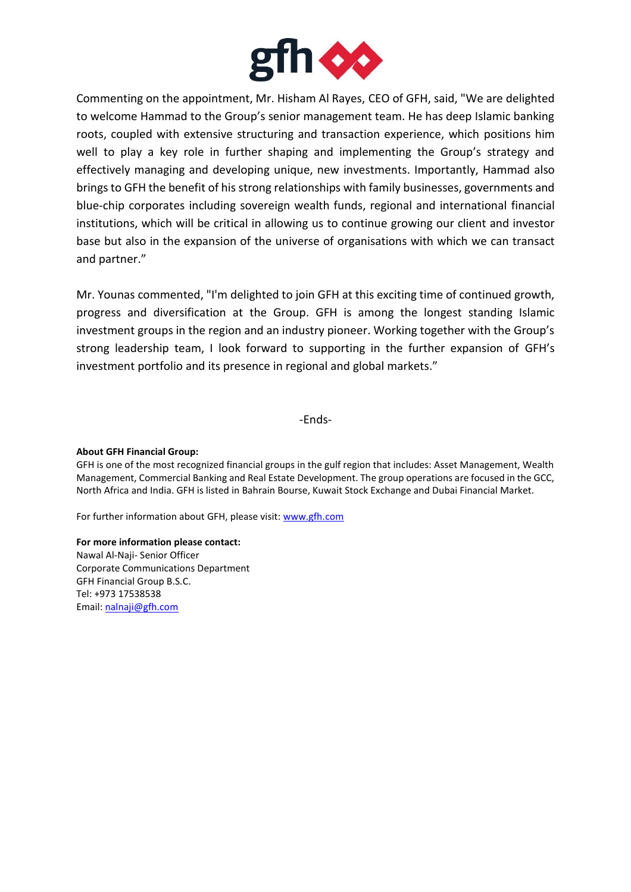Commenting on the appointment, Mr. Hisham Al Rayes, CEO of GFH, said, "We are delighted to welcome Hammad to the Group's senior management team. He has deep Islamic banking roots, coupled with extensive structuring and transaction experience, which positions him well to play a key role in further shaping and implementing the Group's strategy and effectively managing and developing unique, new investments. Importantly, Hammad also brings to GFH the benefit of his strong relationships with family businesses, governments and blue-chip corporates including sovereign wealth funds, regional and international financial institutions, which will be critical in allowing us to continue growing our client and investor base but also in the expansion of the universe of organisations with which we can transact and partner."

Mr. Younas commented, "I'm delighted to join GFH at this exciting time of continued growth, progress and diversification at the Group. GFH is among the longest standing Islamic investment groups in the region and an industry pioneer. Working together with the Group's strong leadership team, I look forward to supporting in the further expansion of GFH's investment portfolio and its presence in regional and global markets."

-Ends-

**About GFH Financial Group:**
GFH is one of the most recognized financial groups in the gulf region that includes: Asset Management, Wealth Management, Commercial Banking and Real Estate Development. The group operations are focused in the GCC, North Africa and India. GFH is listed in Bahrain Bourse, Kuwait Stock Exchange and Dubai Financial Market.

For further information about GFH, please visit: www.gfh.com

**For more information please contact:**
Nawal Al-Naji- Senior Officer
Corporate Communications Department
GFH Financial Group B.S.C.
Tel: +973 17538538
Email: nalnaji@gfh.com